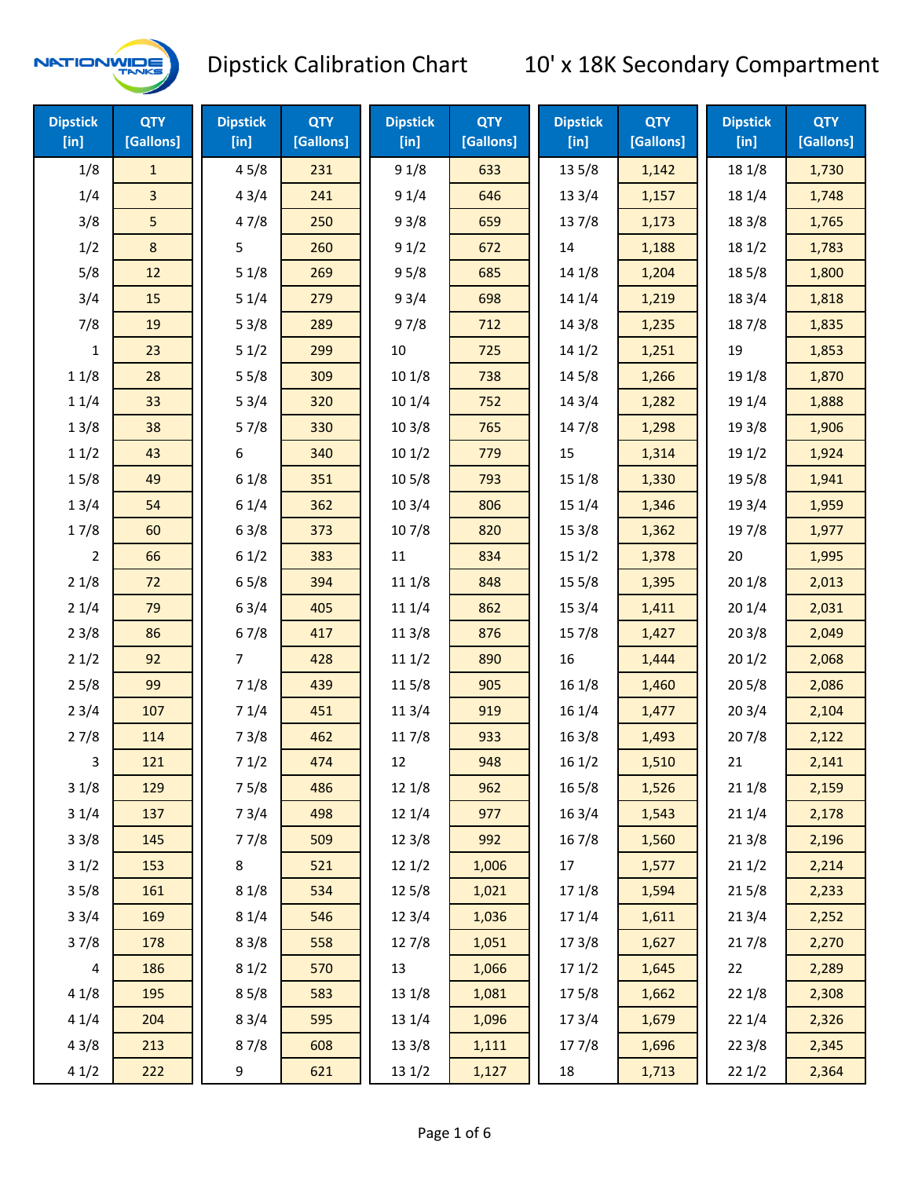# Dipstick Calibration Chart

## 10' x 18K Secondary Compartment

| Dipstick [in] | QTY [Gallons] | Dipstick [in] | QTY [Gallons] | Dipstick [in] | QTY [Gallons] | Dipstick [in] | QTY [Gallons] | Dipstick [in] | QTY [Gallons] |
|---|---|---|---|---|---|---|---|---|---|
| 1/8 | 1 | 4 5/8 | 231 | 9 1/8 | 633 | 13 5/8 | 1,142 | 18 1/8 | 1,730 |
| 1/4 | 3 | 4 3/4 | 241 | 9 1/4 | 646 | 13 3/4 | 1,157 | 18 1/4 | 1,748 |
| 3/8 | 5 | 4 7/8 | 250 | 9 3/8 | 659 | 13 7/8 | 1,173 | 18 3/8 | 1,765 |
| 1/2 | 8 | 5 | 260 | 9 1/2 | 672 | 14 | 1,188 | 18 1/2 | 1,783 |
| 5/8 | 12 | 5 1/8 | 269 | 9 5/8 | 685 | 14 1/8 | 1,204 | 18 5/8 | 1,800 |
| 3/4 | 15 | 5 1/4 | 279 | 9 3/4 | 698 | 14 1/4 | 1,219 | 18 3/4 | 1,818 |
| 7/8 | 19 | 5 3/8 | 289 | 9 7/8 | 712 | 14 3/8 | 1,235 | 18 7/8 | 1,835 |
| 1 | 23 | 5 1/2 | 299 | 10 | 725 | 14 1/2 | 1,251 | 19 | 1,853 |
| 1 1/8 | 28 | 5 5/8 | 309 | 10 1/8 | 738 | 14 5/8 | 1,266 | 19 1/8 | 1,870 |
| 1 1/4 | 33 | 5 3/4 | 320 | 10 1/4 | 752 | 14 3/4 | 1,282 | 19 1/4 | 1,888 |
| 1 3/8 | 38 | 5 7/8 | 330 | 10 3/8 | 765 | 14 7/8 | 1,298 | 19 3/8 | 1,906 |
| 1 1/2 | 43 | 6 | 340 | 10 1/2 | 779 | 15 | 1,314 | 19 1/2 | 1,924 |
| 1 5/8 | 49 | 6 1/8 | 351 | 10 5/8 | 793 | 15 1/8 | 1,330 | 19 5/8 | 1,941 |
| 1 3/4 | 54 | 6 1/4 | 362 | 10 3/4 | 806 | 15 1/4 | 1,346 | 19 3/4 | 1,959 |
| 1 7/8 | 60 | 6 3/8 | 373 | 10 7/8 | 820 | 15 3/8 | 1,362 | 19 7/8 | 1,977 |
| 2 | 66 | 6 1/2 | 383 | 11 | 834 | 15 1/2 | 1,378 | 20 | 1,995 |
| 2 1/8 | 72 | 6 5/8 | 394 | 11 1/8 | 848 | 15 5/8 | 1,395 | 20 1/8 | 2,013 |
| 2 1/4 | 79 | 6 3/4 | 405 | 11 1/4 | 862 | 15 3/4 | 1,411 | 20 1/4 | 2,031 |
| 2 3/8 | 86 | 6 7/8 | 417 | 11 3/8 | 876 | 15 7/8 | 1,427 | 20 3/8 | 2,049 |
| 2 1/2 | 92 | 7 | 428 | 11 1/2 | 890 | 16 | 1,444 | 20 1/2 | 2,068 |
| 2 5/8 | 99 | 7 1/8 | 439 | 11 5/8 | 905 | 16 1/8 | 1,460 | 20 5/8 | 2,086 |
| 2 3/4 | 107 | 7 1/4 | 451 | 11 3/4 | 919 | 16 1/4 | 1,477 | 20 3/4 | 2,104 |
| 2 7/8 | 114 | 7 3/8 | 462 | 11 7/8 | 933 | 16 3/8 | 1,493 | 20 7/8 | 2,122 |
| 3 | 121 | 7 1/2 | 474 | 12 | 948 | 16 1/2 | 1,510 | 21 | 2,141 |
| 3 1/8 | 129 | 7 5/8 | 486 | 12 1/8 | 962 | 16 5/8 | 1,526 | 21 1/8 | 2,159 |
| 3 1/4 | 137 | 7 3/4 | 498 | 12 1/4 | 977 | 16 3/4 | 1,543 | 21 1/4 | 2,178 |
| 3 3/8 | 145 | 7 7/8 | 509 | 12 3/8 | 992 | 16 7/8 | 1,560 | 21 3/8 | 2,196 |
| 3 1/2 | 153 | 8 | 521 | 12 1/2 | 1,006 | 17 | 1,577 | 21 1/2 | 2,214 |
| 3 5/8 | 161 | 8 1/8 | 534 | 12 5/8 | 1,021 | 17 1/8 | 1,594 | 21 5/8 | 2,233 |
| 3 3/4 | 169 | 8 1/4 | 546 | 12 3/4 | 1,036 | 17 1/4 | 1,611 | 21 3/4 | 2,252 |
| 3 7/8 | 178 | 8 3/8 | 558 | 12 7/8 | 1,051 | 17 3/8 | 1,627 | 21 7/8 | 2,270 |
| 4 | 186 | 8 1/2 | 570 | 13 | 1,066 | 17 1/2 | 1,645 | 22 | 2,289 |
| 4 1/8 | 195 | 8 5/8 | 583 | 13 1/8 | 1,081 | 17 5/8 | 1,662 | 22 1/8 | 2,308 |
| 4 1/4 | 204 | 8 3/4 | 595 | 13 1/4 | 1,096 | 17 3/4 | 1,679 | 22 1/4 | 2,326 |
| 4 3/8 | 213 | 8 7/8 | 608 | 13 3/8 | 1,111 | 17 7/8 | 1,696 | 22 3/8 | 2,345 |
| 4 1/2 | 222 | 9 | 621 | 13 1/2 | 1,127 | 18 | 1,713 | 22 1/2 | 2,364 |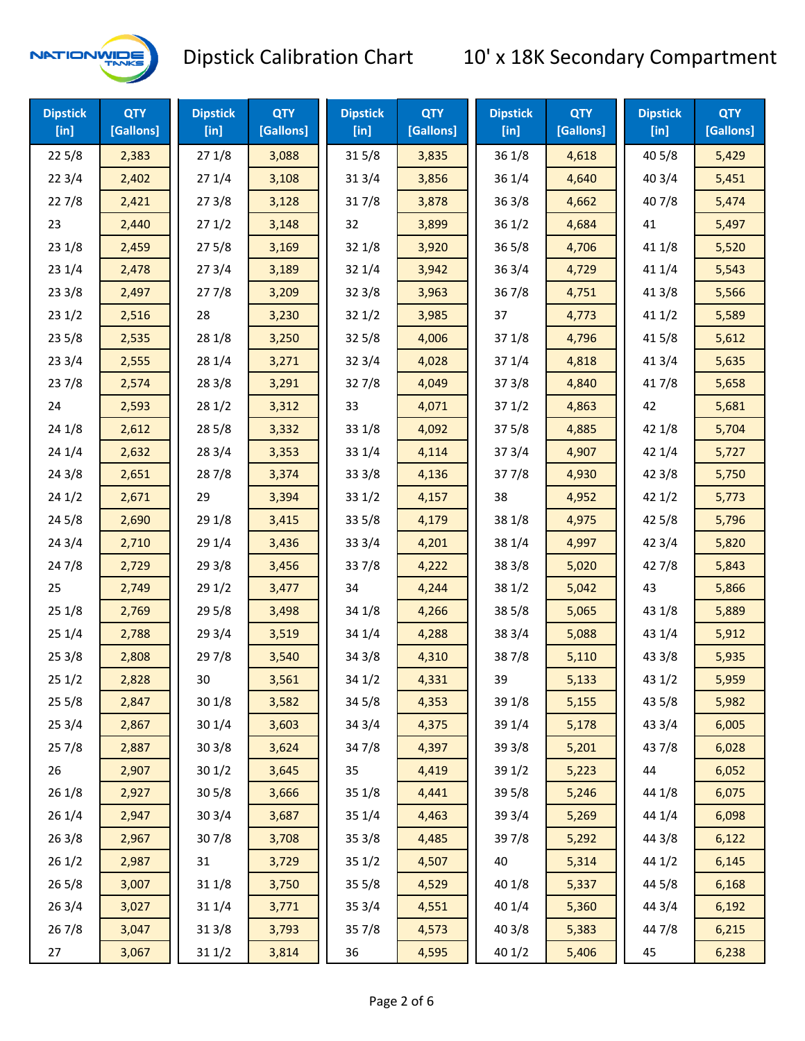# Dipstick Calibration Chart

## 10' x 18K Secondary Compartment

| Dipstick [in] | QTY [Gallons] | Dipstick [in] | QTY [Gallons] | Dipstick [in] | QTY [Gallons] | Dipstick [in] | QTY [Gallons] | Dipstick [in] | QTY [Gallons] |
|---|---|---|---|---|---|---|---|---|---|
| 22 5/8 | 2,383 | 27 1/8 | 3,088 | 31 5/8 | 3,835 | 36 1/8 | 4,618 | 40 5/8 | 5,429 |
| 22 3/4 | 2,402 | 27 1/4 | 3,108 | 31 3/4 | 3,856 | 36 1/4 | 4,640 | 40 3/4 | 5,451 |
| 22 7/8 | 2,421 | 27 3/8 | 3,128 | 31 7/8 | 3,878 | 36 3/8 | 4,662 | 40 7/8 | 5,474 |
| 23 | 2,440 | 27 1/2 | 3,148 | 32 | 3,899 | 36 1/2 | 4,684 | 41 | 5,497 |
| 23 1/8 | 2,459 | 27 5/8 | 3,169 | 32 1/8 | 3,920 | 36 5/8 | 4,706 | 41 1/8 | 5,520 |
| 23 1/4 | 2,478 | 27 3/4 | 3,189 | 32 1/4 | 3,942 | 36 3/4 | 4,729 | 41 1/4 | 5,543 |
| 23 3/8 | 2,497 | 27 7/8 | 3,209 | 32 3/8 | 3,963 | 36 7/8 | 4,751 | 41 3/8 | 5,566 |
| 23 1/2 | 2,516 | 28 | 3,230 | 32 1/2 | 3,985 | 37 | 4,773 | 41 1/2 | 5,589 |
| 23 5/8 | 2,535 | 28 1/8 | 3,250 | 32 5/8 | 4,006 | 37 1/8 | 4,796 | 41 5/8 | 5,612 |
| 23 3/4 | 2,555 | 28 1/4 | 3,271 | 32 3/4 | 4,028 | 37 1/4 | 4,818 | 41 3/4 | 5,635 |
| 23 7/8 | 2,574 | 28 3/8 | 3,291 | 32 7/8 | 4,049 | 37 3/8 | 4,840 | 41 7/8 | 5,658 |
| 24 | 2,593 | 28 1/2 | 3,312 | 33 | 4,071 | 37 1/2 | 4,863 | 42 | 5,681 |
| 24 1/8 | 2,612 | 28 5/8 | 3,332 | 33 1/8 | 4,092 | 37 5/8 | 4,885 | 42 1/8 | 5,704 |
| 24 1/4 | 2,632 | 28 3/4 | 3,353 | 33 1/4 | 4,114 | 37 3/4 | 4,907 | 42 1/4 | 5,727 |
| 24 3/8 | 2,651 | 28 7/8 | 3,374 | 33 3/8 | 4,136 | 37 7/8 | 4,930 | 42 3/8 | 5,750 |
| 24 1/2 | 2,671 | 29 | 3,394 | 33 1/2 | 4,157 | 38 | 4,952 | 42 1/2 | 5,773 |
| 24 5/8 | 2,690 | 29 1/8 | 3,415 | 33 5/8 | 4,179 | 38 1/8 | 4,975 | 42 5/8 | 5,796 |
| 24 3/4 | 2,710 | 29 1/4 | 3,436 | 33 3/4 | 4,201 | 38 1/4 | 4,997 | 42 3/4 | 5,820 |
| 24 7/8 | 2,729 | 29 3/8 | 3,456 | 33 7/8 | 4,222 | 38 3/8 | 5,020 | 42 7/8 | 5,843 |
| 25 | 2,749 | 29 1/2 | 3,477 | 34 | 4,244 | 38 1/2 | 5,042 | 43 | 5,866 |
| 25 1/8 | 2,769 | 29 5/8 | 3,498 | 34 1/8 | 4,266 | 38 5/8 | 5,065 | 43 1/8 | 5,889 |
| 25 1/4 | 2,788 | 29 3/4 | 3,519 | 34 1/4 | 4,288 | 38 3/4 | 5,088 | 43 1/4 | 5,912 |
| 25 3/8 | 2,808 | 29 7/8 | 3,540 | 34 3/8 | 4,310 | 38 7/8 | 5,110 | 43 3/8 | 5,935 |
| 25 1/2 | 2,828 | 30 | 3,561 | 34 1/2 | 4,331 | 39 | 5,133 | 43 1/2 | 5,959 |
| 25 5/8 | 2,847 | 30 1/8 | 3,582 | 34 5/8 | 4,353 | 39 1/8 | 5,155 | 43 5/8 | 5,982 |
| 25 3/4 | 2,867 | 30 1/4 | 3,603 | 34 3/4 | 4,375 | 39 1/4 | 5,178 | 43 3/4 | 6,005 |
| 25 7/8 | 2,887 | 30 3/8 | 3,624 | 34 7/8 | 4,397 | 39 3/8 | 5,201 | 43 7/8 | 6,028 |
| 26 | 2,907 | 30 1/2 | 3,645 | 35 | 4,419 | 39 1/2 | 5,223 | 44 | 6,052 |
| 26 1/8 | 2,927 | 30 5/8 | 3,666 | 35 1/8 | 4,441 | 39 5/8 | 5,246 | 44 1/8 | 6,075 |
| 26 1/4 | 2,947 | 30 3/4 | 3,687 | 35 1/4 | 4,463 | 39 3/4 | 5,269 | 44 1/4 | 6,098 |
| 26 3/8 | 2,967 | 30 7/8 | 3,708 | 35 3/8 | 4,485 | 39 7/8 | 5,292 | 44 3/8 | 6,122 |
| 26 1/2 | 2,987 | 31 | 3,729 | 35 1/2 | 4,507 | 40 | 5,314 | 44 1/2 | 6,145 |
| 26 5/8 | 3,007 | 31 1/8 | 3,750 | 35 5/8 | 4,529 | 40 1/8 | 5,337 | 44 5/8 | 6,168 |
| 26 3/4 | 3,027 | 31 1/4 | 3,771 | 35 3/4 | 4,551 | 40 1/4 | 5,360 | 44 3/4 | 6,192 |
| 26 7/8 | 3,047 | 31 3/8 | 3,793 | 35 7/8 | 4,573 | 40 3/8 | 5,383 | 44 7/8 | 6,215 |
| 27 | 3,067 | 31 1/2 | 3,814 | 36 | 4,595 | 40 1/2 | 5,406 | 45 | 6,238 |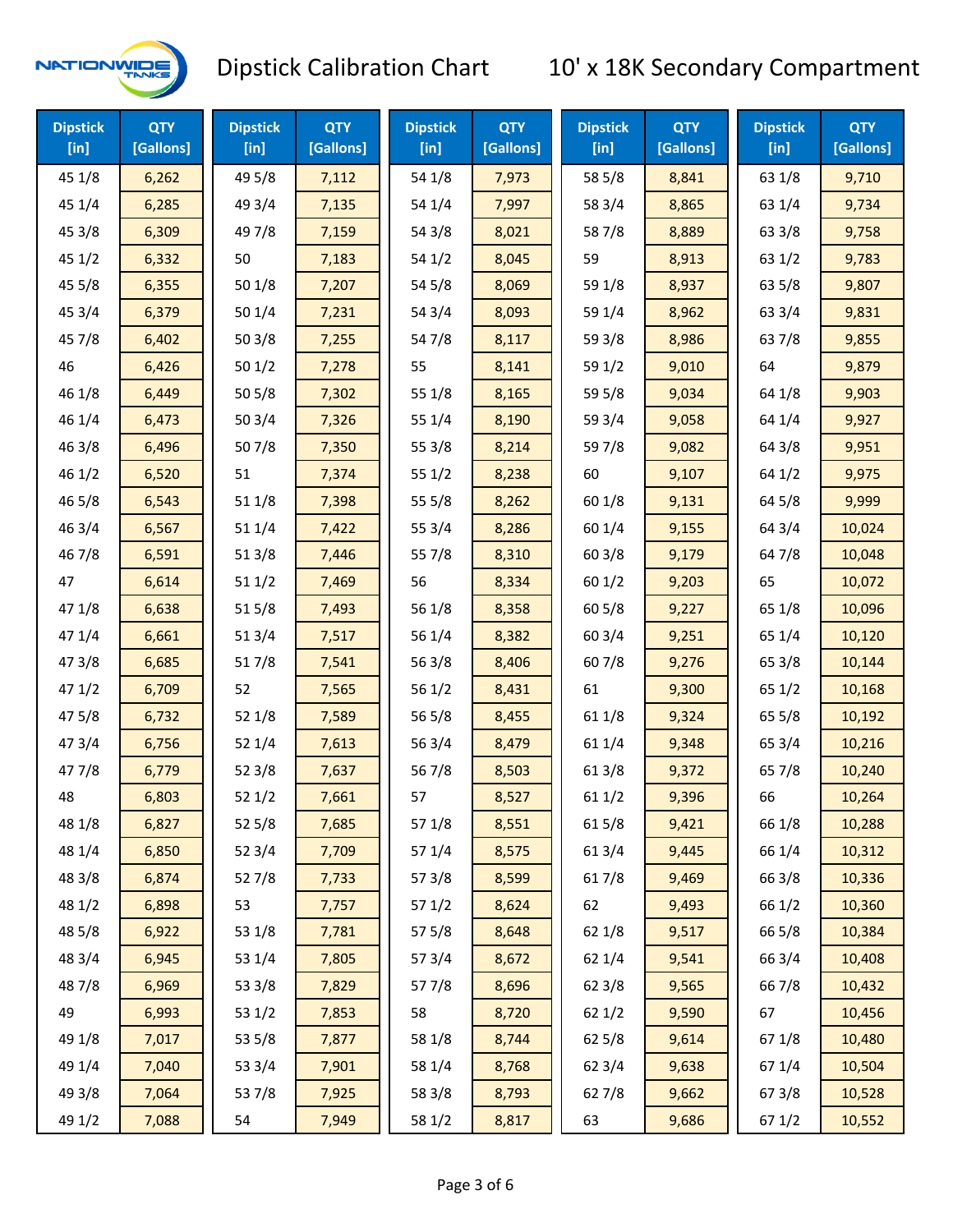# Dipstick Calibration Chart — 10' x 18K Secondary Compartment

| Dipstick [in] | QTY [Gallons] | Dipstick [in] | QTY [Gallons] | Dipstick [in] | QTY [Gallons] | Dipstick [in] | QTY [Gallons] | Dipstick [in] | QTY [Gallons] |
|---|---|---|---|---|---|---|---|---|---|
| 45 1/8 | 6,262 | 49 5/8 | 7,112 | 54 1/8 | 7,973 | 58 5/8 | 8,841 | 63 1/8 | 9,710 |
| 45 1/4 | 6,285 | 49 3/4 | 7,135 | 54 1/4 | 7,997 | 58 3/4 | 8,865 | 63 1/4 | 9,734 |
| 45 3/8 | 6,309 | 49 7/8 | 7,159 | 54 3/8 | 8,021 | 58 7/8 | 8,889 | 63 3/8 | 9,758 |
| 45 1/2 | 6,332 | 50 | 7,183 | 54 1/2 | 8,045 | 59 | 8,913 | 63 1/2 | 9,783 |
| 45 5/8 | 6,355 | 50 1/8 | 7,207 | 54 5/8 | 8,069 | 59 1/8 | 8,937 | 63 5/8 | 9,807 |
| 45 3/4 | 6,379 | 50 1/4 | 7,231 | 54 3/4 | 8,093 | 59 1/4 | 8,962 | 63 3/4 | 9,831 |
| 45 7/8 | 6,402 | 50 3/8 | 7,255 | 54 7/8 | 8,117 | 59 3/8 | 8,986 | 63 7/8 | 9,855 |
| 46 | 6,426 | 50 1/2 | 7,278 | 55 | 8,141 | 59 1/2 | 9,010 | 64 | 9,879 |
| 46 1/8 | 6,449 | 50 5/8 | 7,302 | 55 1/8 | 8,165 | 59 5/8 | 9,034 | 64 1/8 | 9,903 |
| 46 1/4 | 6,473 | 50 3/4 | 7,326 | 55 1/4 | 8,190 | 59 3/4 | 9,058 | 64 1/4 | 9,927 |
| 46 3/8 | 6,496 | 50 7/8 | 7,350 | 55 3/8 | 8,214 | 59 7/8 | 9,082 | 64 3/8 | 9,951 |
| 46 1/2 | 6,520 | 51 | 7,374 | 55 1/2 | 8,238 | 60 | 9,107 | 64 1/2 | 9,975 |
| 46 5/8 | 6,543 | 51 1/8 | 7,398 | 55 5/8 | 8,262 | 60 1/8 | 9,131 | 64 5/8 | 9,999 |
| 46 3/4 | 6,567 | 51 1/4 | 7,422 | 55 3/4 | 8,286 | 60 1/4 | 9,155 | 64 3/4 | 10,024 |
| 46 7/8 | 6,591 | 51 3/8 | 7,446 | 55 7/8 | 8,310 | 60 3/8 | 9,179 | 64 7/8 | 10,048 |
| 47 | 6,614 | 51 1/2 | 7,469 | 56 | 8,334 | 60 1/2 | 9,203 | 65 | 10,072 |
| 47 1/8 | 6,638 | 51 5/8 | 7,493 | 56 1/8 | 8,358 | 60 5/8 | 9,227 | 65 1/8 | 10,096 |
| 47 1/4 | 6,661 | 51 3/4 | 7,517 | 56 1/4 | 8,382 | 60 3/4 | 9,251 | 65 1/4 | 10,120 |
| 47 3/8 | 6,685 | 51 7/8 | 7,541 | 56 3/8 | 8,406 | 60 7/8 | 9,276 | 65 3/8 | 10,144 |
| 47 1/2 | 6,709 | 52 | 7,565 | 56 1/2 | 8,431 | 61 | 9,300 | 65 1/2 | 10,168 |
| 47 5/8 | 6,732 | 52 1/8 | 7,589 | 56 5/8 | 8,455 | 61 1/8 | 9,324 | 65 5/8 | 10,192 |
| 47 3/4 | 6,756 | 52 1/4 | 7,613 | 56 3/4 | 8,479 | 61 1/4 | 9,348 | 65 3/4 | 10,216 |
| 47 7/8 | 6,779 | 52 3/8 | 7,637 | 56 7/8 | 8,503 | 61 3/8 | 9,372 | 65 7/8 | 10,240 |
| 48 | 6,803 | 52 1/2 | 7,661 | 57 | 8,527 | 61 1/2 | 9,396 | 66 | 10,264 |
| 48 1/8 | 6,827 | 52 5/8 | 7,685 | 57 1/8 | 8,551 | 61 5/8 | 9,421 | 66 1/8 | 10,288 |
| 48 1/4 | 6,850 | 52 3/4 | 7,709 | 57 1/4 | 8,575 | 61 3/4 | 9,445 | 66 1/4 | 10,312 |
| 48 3/8 | 6,874 | 52 7/8 | 7,733 | 57 3/8 | 8,599 | 61 7/8 | 9,469 | 66 3/8 | 10,336 |
| 48 1/2 | 6,898 | 53 | 7,757 | 57 1/2 | 8,624 | 62 | 9,493 | 66 1/2 | 10,360 |
| 48 5/8 | 6,922 | 53 1/8 | 7,781 | 57 5/8 | 8,648 | 62 1/8 | 9,517 | 66 5/8 | 10,384 |
| 48 3/4 | 6,945 | 53 1/4 | 7,805 | 57 3/4 | 8,672 | 62 1/4 | 9,541 | 66 3/4 | 10,408 |
| 48 7/8 | 6,969 | 53 3/8 | 7,829 | 57 7/8 | 8,696 | 62 3/8 | 9,565 | 66 7/8 | 10,432 |
| 49 | 6,993 | 53 1/2 | 7,853 | 58 | 8,720 | 62 1/2 | 9,590 | 67 | 10,456 |
| 49 1/8 | 7,017 | 53 5/8 | 7,877 | 58 1/8 | 8,744 | 62 5/8 | 9,614 | 67 1/8 | 10,480 |
| 49 1/4 | 7,040 | 53 3/4 | 7,901 | 58 1/4 | 8,768 | 62 3/4 | 9,638 | 67 1/4 | 10,504 |
| 49 3/8 | 7,064 | 53 7/8 | 7,925 | 58 3/8 | 8,793 | 62 7/8 | 9,662 | 67 3/8 | 10,528 |
| 49 1/2 | 7,088 | 54 | 7,949 | 58 1/2 | 8,817 | 63 | 9,686 | 67 1/2 | 10,552 |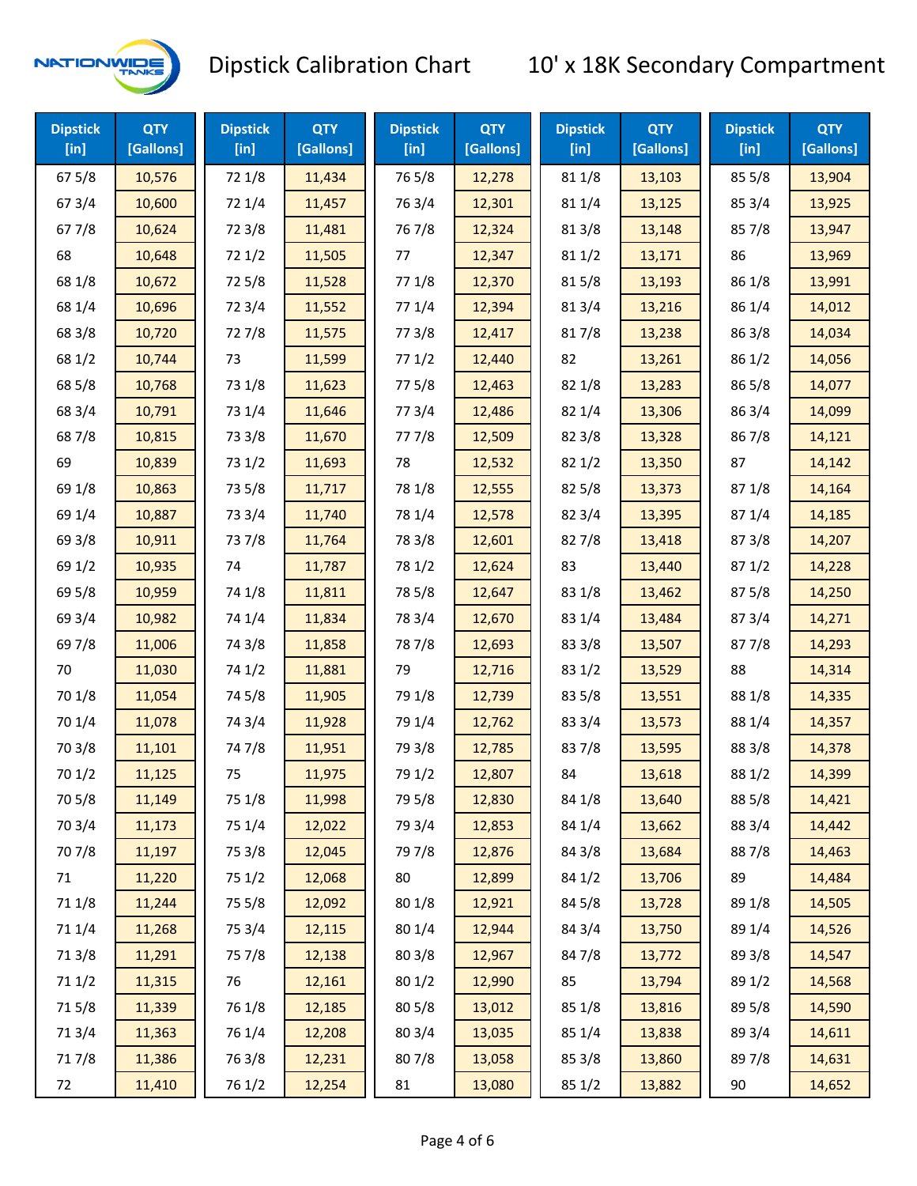# Dipstick Calibration Chart 10' x 18K Secondary Compartment

| Dipstick [in] | QTY [Gallons] | Dipstick [in] | QTY [Gallons] | Dipstick [in] | QTY [Gallons] | Dipstick [in] | QTY [Gallons] | Dipstick [in] | QTY [Gallons] |
|---|---|---|---|---|---|---|---|---|---|
| 67 5/8 | 10,576 | 72 1/8 | 11,434 | 76 5/8 | 12,278 | 81 1/8 | 13,103 | 85 5/8 | 13,904 |
| 67 3/4 | 10,600 | 72 1/4 | 11,457 | 76 3/4 | 12,301 | 81 1/4 | 13,125 | 85 3/4 | 13,925 |
| 67 7/8 | 10,624 | 72 3/8 | 11,481 | 76 7/8 | 12,324 | 81 3/8 | 13,148 | 85 7/8 | 13,947 |
| 68 | 10,648 | 72 1/2 | 11,505 | 77 | 12,347 | 81 1/2 | 13,171 | 86 | 13,969 |
| 68 1/8 | 10,672 | 72 5/8 | 11,528 | 77 1/8 | 12,370 | 81 5/8 | 13,193 | 86 1/8 | 13,991 |
| 68 1/4 | 10,696 | 72 3/4 | 11,552 | 77 1/4 | 12,394 | 81 3/4 | 13,216 | 86 1/4 | 14,012 |
| 68 3/8 | 10,720 | 72 7/8 | 11,575 | 77 3/8 | 12,417 | 81 7/8 | 13,238 | 86 3/8 | 14,034 |
| 68 1/2 | 10,744 | 73 | 11,599 | 77 1/2 | 12,440 | 82 | 13,261 | 86 1/2 | 14,056 |
| 68 5/8 | 10,768 | 73 1/8 | 11,623 | 77 5/8 | 12,463 | 82 1/8 | 13,283 | 86 5/8 | 14,077 |
| 68 3/4 | 10,791 | 73 1/4 | 11,646 | 77 3/4 | 12,486 | 82 1/4 | 13,306 | 86 3/4 | 14,099 |
| 68 7/8 | 10,815 | 73 3/8 | 11,670 | 77 7/8 | 12,509 | 82 3/8 | 13,328 | 86 7/8 | 14,121 |
| 69 | 10,839 | 73 1/2 | 11,693 | 78 | 12,532 | 82 1/2 | 13,350 | 87 | 14,142 |
| 69 1/8 | 10,863 | 73 5/8 | 11,717 | 78 1/8 | 12,555 | 82 5/8 | 13,373 | 87 1/8 | 14,164 |
| 69 1/4 | 10,887 | 73 3/4 | 11,740 | 78 1/4 | 12,578 | 82 3/4 | 13,395 | 87 1/4 | 14,185 |
| 69 3/8 | 10,911 | 73 7/8 | 11,764 | 78 3/8 | 12,601 | 82 7/8 | 13,418 | 87 3/8 | 14,207 |
| 69 1/2 | 10,935 | 74 | 11,787 | 78 1/2 | 12,624 | 83 | 13,440 | 87 1/2 | 14,228 |
| 69 5/8 | 10,959 | 74 1/8 | 11,811 | 78 5/8 | 12,647 | 83 1/8 | 13,462 | 87 5/8 | 14,250 |
| 69 3/4 | 10,982 | 74 1/4 | 11,834 | 78 3/4 | 12,670 | 83 1/4 | 13,484 | 87 3/4 | 14,271 |
| 69 7/8 | 11,006 | 74 3/8 | 11,858 | 78 7/8 | 12,693 | 83 3/8 | 13,507 | 87 7/8 | 14,293 |
| 70 | 11,030 | 74 1/2 | 11,881 | 79 | 12,716 | 83 1/2 | 13,529 | 88 | 14,314 |
| 70 1/8 | 11,054 | 74 5/8 | 11,905 | 79 1/8 | 12,739 | 83 5/8 | 13,551 | 88 1/8 | 14,335 |
| 70 1/4 | 11,078 | 74 3/4 | 11,928 | 79 1/4 | 12,762 | 83 3/4 | 13,573 | 88 1/4 | 14,357 |
| 70 3/8 | 11,101 | 74 7/8 | 11,951 | 79 3/8 | 12,785 | 83 7/8 | 13,595 | 88 3/8 | 14,378 |
| 70 1/2 | 11,125 | 75 | 11,975 | 79 1/2 | 12,807 | 84 | 13,618 | 88 1/2 | 14,399 |
| 70 5/8 | 11,149 | 75 1/8 | 11,998 | 79 5/8 | 12,830 | 84 1/8 | 13,640 | 88 5/8 | 14,421 |
| 70 3/4 | 11,173 | 75 1/4 | 12,022 | 79 3/4 | 12,853 | 84 1/4 | 13,662 | 88 3/4 | 14,442 |
| 70 7/8 | 11,197 | 75 3/8 | 12,045 | 79 7/8 | 12,876 | 84 3/8 | 13,684 | 88 7/8 | 14,463 |
| 71 | 11,220 | 75 1/2 | 12,068 | 80 | 12,899 | 84 1/2 | 13,706 | 89 | 14,484 |
| 71 1/8 | 11,244 | 75 5/8 | 12,092 | 80 1/8 | 12,921 | 84 5/8 | 13,728 | 89 1/8 | 14,505 |
| 71 1/4 | 11,268 | 75 3/4 | 12,115 | 80 1/4 | 12,944 | 84 3/4 | 13,750 | 89 1/4 | 14,526 |
| 71 3/8 | 11,291 | 75 7/8 | 12,138 | 80 3/8 | 12,967 | 84 7/8 | 13,772 | 89 3/8 | 14,547 |
| 71 1/2 | 11,315 | 76 | 12,161 | 80 1/2 | 12,990 | 85 | 13,794 | 89 1/2 | 14,568 |
| 71 5/8 | 11,339 | 76 1/8 | 12,185 | 80 5/8 | 13,012 | 85 1/8 | 13,816 | 89 5/8 | 14,590 |
| 71 3/4 | 11,363 | 76 1/4 | 12,208 | 80 3/4 | 13,035 | 85 1/4 | 13,838 | 89 3/4 | 14,611 |
| 71 7/8 | 11,386 | 76 3/8 | 12,231 | 80 7/8 | 13,058 | 85 3/8 | 13,860 | 89 7/8 | 14,631 |
| 72 | 11,410 | 76 1/2 | 12,254 | 81 | 13,080 | 85 1/2 | 13,882 | 90 | 14,652 |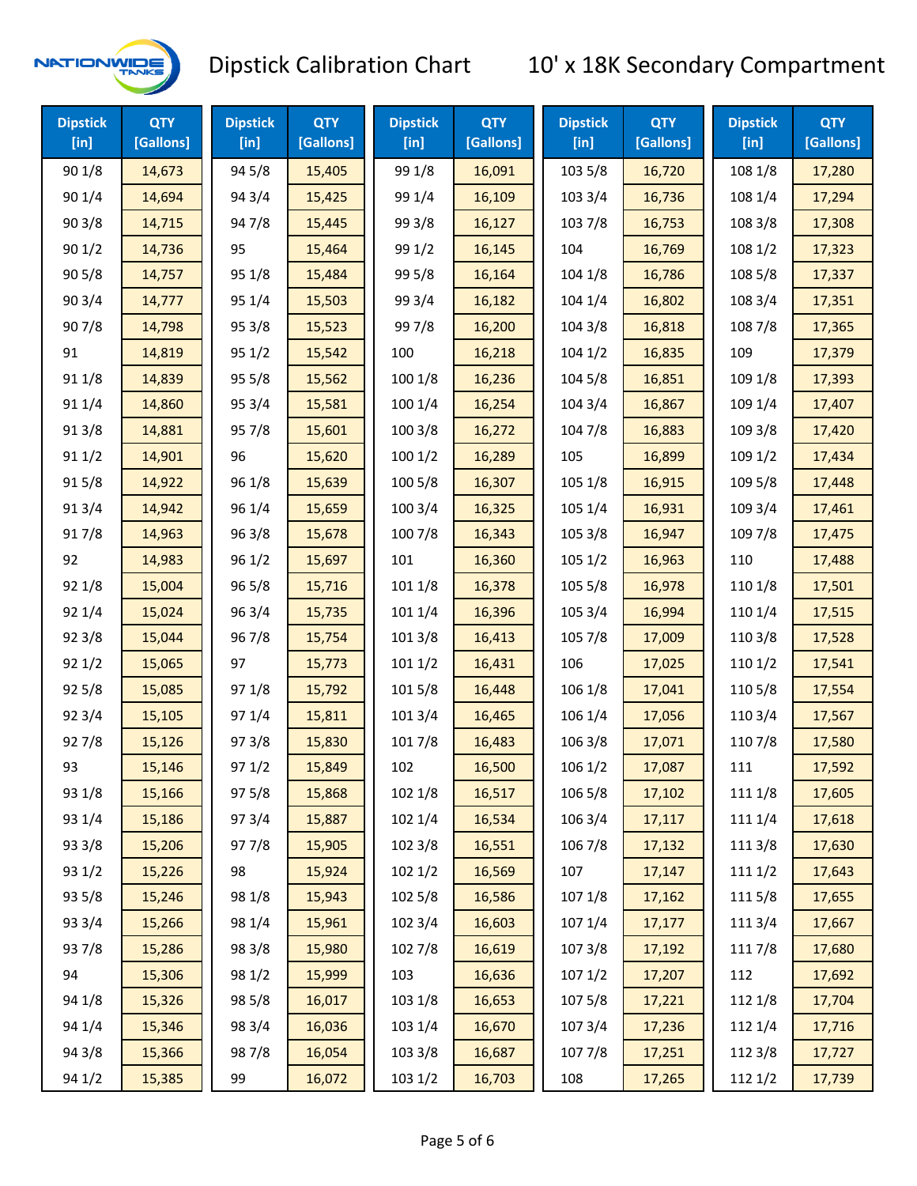# Dipstick Calibration Chart

## 10' x 18K Secondary Compartment

| Dipstick [in] | QTY [Gallons] | Dipstick [in] | QTY [Gallons] | Dipstick [in] | QTY [Gallons] | Dipstick [in] | QTY [Gallons] | Dipstick [in] | QTY [Gallons] |
|---|---|---|---|---|---|---|---|---|---|
| 90 1/8 | 14,673 | 94 5/8 | 15,405 | 99 1/8 | 16,091 | 103 5/8 | 16,720 | 108 1/8 | 17,280 |
| 90 1/4 | 14,694 | 94 3/4 | 15,425 | 99 1/4 | 16,109 | 103 3/4 | 16,736 | 108 1/4 | 17,294 |
| 90 3/8 | 14,715 | 94 7/8 | 15,445 | 99 3/8 | 16,127 | 103 7/8 | 16,753 | 108 3/8 | 17,308 |
| 90 1/2 | 14,736 | 95 | 15,464 | 99 1/2 | 16,145 | 104 | 16,769 | 108 1/2 | 17,323 |
| 90 5/8 | 14,757 | 95 1/8 | 15,484 | 99 5/8 | 16,164 | 104 1/8 | 16,786 | 108 5/8 | 17,337 |
| 90 3/4 | 14,777 | 95 1/4 | 15,503 | 99 3/4 | 16,182 | 104 1/4 | 16,802 | 108 3/4 | 17,351 |
| 90 7/8 | 14,798 | 95 3/8 | 15,523 | 99 7/8 | 16,200 | 104 3/8 | 16,818 | 108 7/8 | 17,365 |
| 91 | 14,819 | 95 1/2 | 15,542 | 100 | 16,218 | 104 1/2 | 16,835 | 109 | 17,379 |
| 91 1/8 | 14,839 | 95 5/8 | 15,562 | 100 1/8 | 16,236 | 104 5/8 | 16,851 | 109 1/8 | 17,393 |
| 91 1/4 | 14,860 | 95 3/4 | 15,581 | 100 1/4 | 16,254 | 104 3/4 | 16,867 | 109 1/4 | 17,407 |
| 91 3/8 | 14,881 | 95 7/8 | 15,601 | 100 3/8 | 16,272 | 104 7/8 | 16,883 | 109 3/8 | 17,420 |
| 91 1/2 | 14,901 | 96 | 15,620 | 100 1/2 | 16,289 | 105 | 16,899 | 109 1/2 | 17,434 |
| 91 5/8 | 14,922 | 96 1/8 | 15,639 | 100 5/8 | 16,307 | 105 1/8 | 16,915 | 109 5/8 | 17,448 |
| 91 3/4 | 14,942 | 96 1/4 | 15,659 | 100 3/4 | 16,325 | 105 1/4 | 16,931 | 109 3/4 | 17,461 |
| 91 7/8 | 14,963 | 96 3/8 | 15,678 | 100 7/8 | 16,343 | 105 3/8 | 16,947 | 109 7/8 | 17,475 |
| 92 | 14,983 | 96 1/2 | 15,697 | 101 | 16,360 | 105 1/2 | 16,963 | 110 | 17,488 |
| 92 1/8 | 15,004 | 96 5/8 | 15,716 | 101 1/8 | 16,378 | 105 5/8 | 16,978 | 110 1/8 | 17,501 |
| 92 1/4 | 15,024 | 96 3/4 | 15,735 | 101 1/4 | 16,396 | 105 3/4 | 16,994 | 110 1/4 | 17,515 |
| 92 3/8 | 15,044 | 96 7/8 | 15,754 | 101 3/8 | 16,413 | 105 7/8 | 17,009 | 110 3/8 | 17,528 |
| 92 1/2 | 15,065 | 97 | 15,773 | 101 1/2 | 16,431 | 106 | 17,025 | 110 1/2 | 17,541 |
| 92 5/8 | 15,085 | 97 1/8 | 15,792 | 101 5/8 | 16,448 | 106 1/8 | 17,041 | 110 5/8 | 17,554 |
| 92 3/4 | 15,105 | 97 1/4 | 15,811 | 101 3/4 | 16,465 | 106 1/4 | 17,056 | 110 3/4 | 17,567 |
| 92 7/8 | 15,126 | 97 3/8 | 15,830 | 101 7/8 | 16,483 | 106 3/8 | 17,071 | 110 7/8 | 17,580 |
| 93 | 15,146 | 97 1/2 | 15,849 | 102 | 16,500 | 106 1/2 | 17,087 | 111 | 17,592 |
| 93 1/8 | 15,166 | 97 5/8 | 15,868 | 102 1/8 | 16,517 | 106 5/8 | 17,102 | 111 1/8 | 17,605 |
| 93 1/4 | 15,186 | 97 3/4 | 15,887 | 102 1/4 | 16,534 | 106 3/4 | 17,117 | 111 1/4 | 17,618 |
| 93 3/8 | 15,206 | 97 7/8 | 15,905 | 102 3/8 | 16,551 | 106 7/8 | 17,132 | 111 3/8 | 17,630 |
| 93 1/2 | 15,226 | 98 | 15,924 | 102 1/2 | 16,569 | 107 | 17,147 | 111 1/2 | 17,643 |
| 93 5/8 | 15,246 | 98 1/8 | 15,943 | 102 5/8 | 16,586 | 107 1/8 | 17,162 | 111 5/8 | 17,655 |
| 93 3/4 | 15,266 | 98 1/4 | 15,961 | 102 3/4 | 16,603 | 107 1/4 | 17,177 | 111 3/4 | 17,667 |
| 93 7/8 | 15,286 | 98 3/8 | 15,980 | 102 7/8 | 16,619 | 107 3/8 | 17,192 | 111 7/8 | 17,680 |
| 94 | 15,306 | 98 1/2 | 15,999 | 103 | 16,636 | 107 1/2 | 17,207 | 112 | 17,692 |
| 94 1/8 | 15,326 | 98 5/8 | 16,017 | 103 1/8 | 16,653 | 107 5/8 | 17,221 | 112 1/8 | 17,704 |
| 94 1/4 | 15,346 | 98 3/4 | 16,036 | 103 1/4 | 16,670 | 107 3/4 | 17,236 | 112 1/4 | 17,716 |
| 94 3/8 | 15,366 | 98 7/8 | 16,054 | 103 3/8 | 16,687 | 107 7/8 | 17,251 | 112 3/8 | 17,727 |
| 94 1/2 | 15,385 | 99 | 16,072 | 103 1/2 | 16,703 | 108 | 17,265 | 112 1/2 | 17,739 |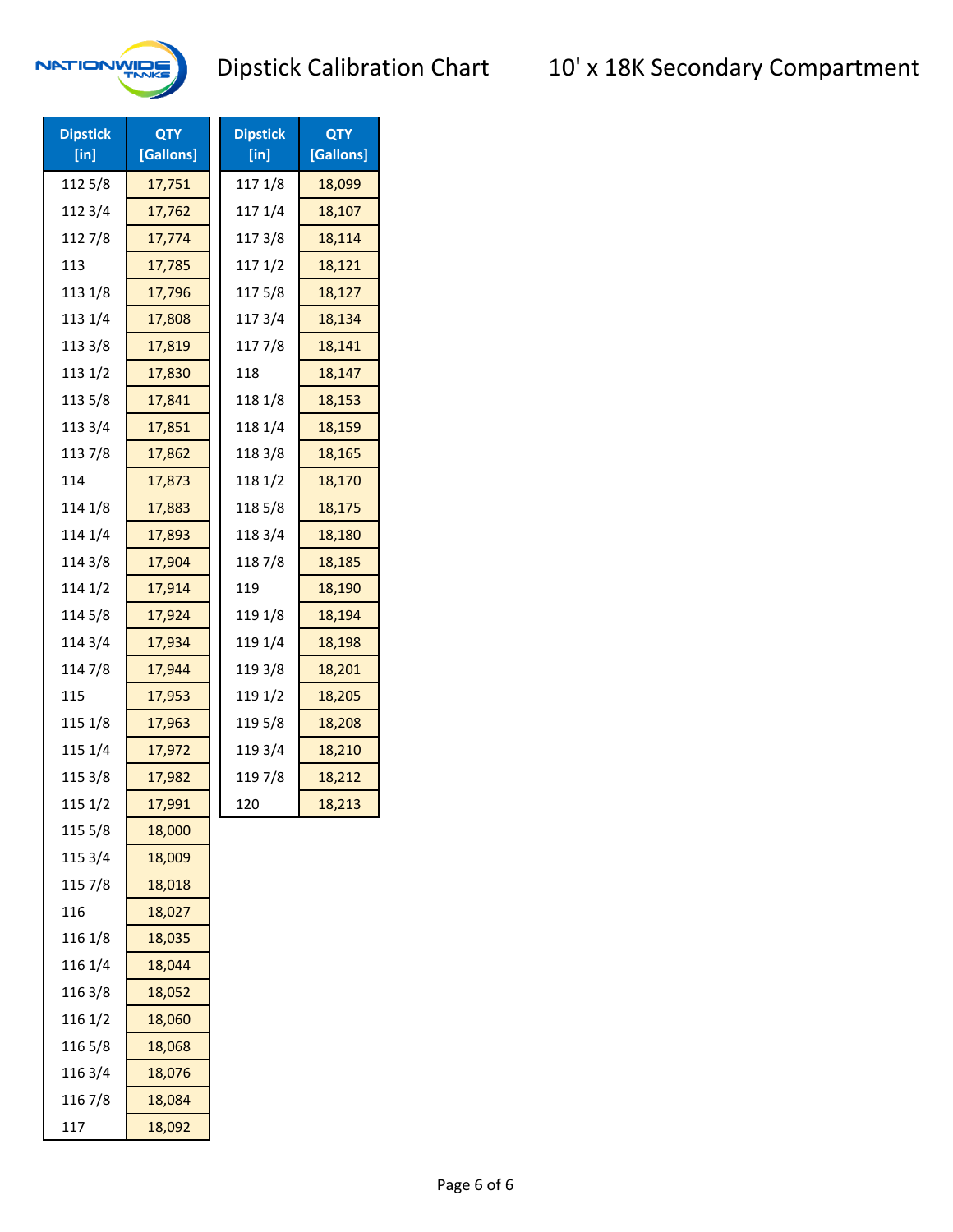# Dipstick Calibration Chart 10' x 18K Secondary Compartment

| Dipstick [in] | QTY [Gallons] |
|---|---|
| 112 5/8 | 17,751 |
| 112 3/4 | 17,762 |
| 112 7/8 | 17,774 |
| 113 | 17,785 |
| 113 1/8 | 17,796 |
| 113 1/4 | 17,808 |
| 113 3/8 | 17,819 |
| 113 1/2 | 17,830 |
| 113 5/8 | 17,841 |
| 113 3/4 | 17,851 |
| 113 7/8 | 17,862 |
| 114 | 17,873 |
| 114 1/8 | 17,883 |
| 114 1/4 | 17,893 |
| 114 3/8 | 17,904 |
| 114 1/2 | 17,914 |
| 114 5/8 | 17,924 |
| 114 3/4 | 17,934 |
| 114 7/8 | 17,944 |
| 115 | 17,953 |
| 115 1/8 | 17,963 |
| 115 1/4 | 17,972 |
| 115 3/8 | 17,982 |
| 115 1/2 | 17,991 |
| 115 5/8 | 18,000 |
| 115 3/4 | 18,009 |
| 115 7/8 | 18,018 |
| 116 | 18,027 |
| 116 1/8 | 18,035 |
| 116 1/4 | 18,044 |
| 116 3/8 | 18,052 |
| 116 1/2 | 18,060 |
| 116 5/8 | 18,068 |
| 116 3/4 | 18,076 |
| 116 7/8 | 18,084 |
| 117 | 18,092 |

| Dipstick [in] | QTY [Gallons] |
|---|---|
| 117 1/8 | 18,099 |
| 117 1/4 | 18,107 |
| 117 3/8 | 18,114 |
| 117 1/2 | 18,121 |
| 117 5/8 | 18,127 |
| 117 3/4 | 18,134 |
| 117 7/8 | 18,141 |
| 118 | 18,147 |
| 118 1/8 | 18,153 |
| 118 1/4 | 18,159 |
| 118 3/8 | 18,165 |
| 118 1/2 | 18,170 |
| 118 5/8 | 18,175 |
| 118 3/4 | 18,180 |
| 118 7/8 | 18,185 |
| 119 | 18,190 |
| 119 1/8 | 18,194 |
| 119 1/4 | 18,198 |
| 119 3/8 | 18,201 |
| 119 1/2 | 18,205 |
| 119 5/8 | 18,208 |
| 119 3/4 | 18,210 |
| 119 7/8 | 18,212 |
| 120 | 18,213 |